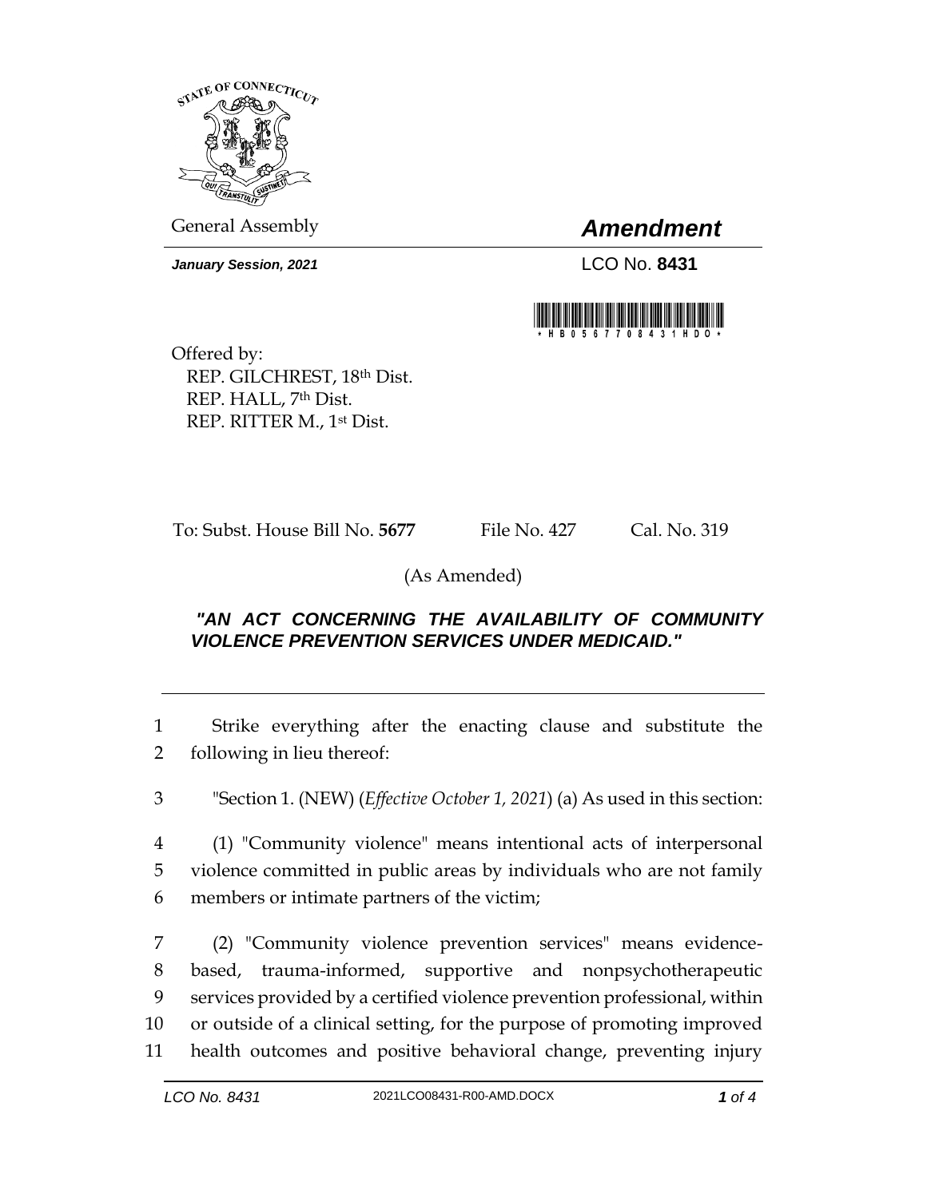General Assembly

# *Amendment*

***January Session, 2021***

LCO No. **8431**

\* H B 0 5 6 7 7 0 8 4 3 1 H D O \*

Offered by:
REP. GILCHREST, 18th Dist.
REP. HALL, 7th Dist.
REP. RITTER M., 1st Dist.

To: Subst. House Bill No. **5677** File No. 427 Cal. No. 319

(As Amended)

***"AN ACT CONCERNING THE AVAILABILITY OF COMMUNITY VIOLENCE PREVENTION SERVICES UNDER MEDICAID."***

---

1 Strike everything after the enacting clause and substitute the
2 following in lieu thereof:

3 "Section 1. (NEW) (*Effective October 1, 2021*) (a) As used in this section:

4 (1) "Community violence" means intentional acts of interpersonal
5 violence committed in public areas by individuals who are not family
6 members or intimate partners of the victim;

7 (2) "Community violence prevention services" means evidence-
8 based, trauma-informed, supportive and nonpsychotherapeutic
9 services provided by a certified violence prevention professional, within
10 or outside of a clinical setting, for the purpose of promoting improved
11 health outcomes and positive behavioral change, preventing injury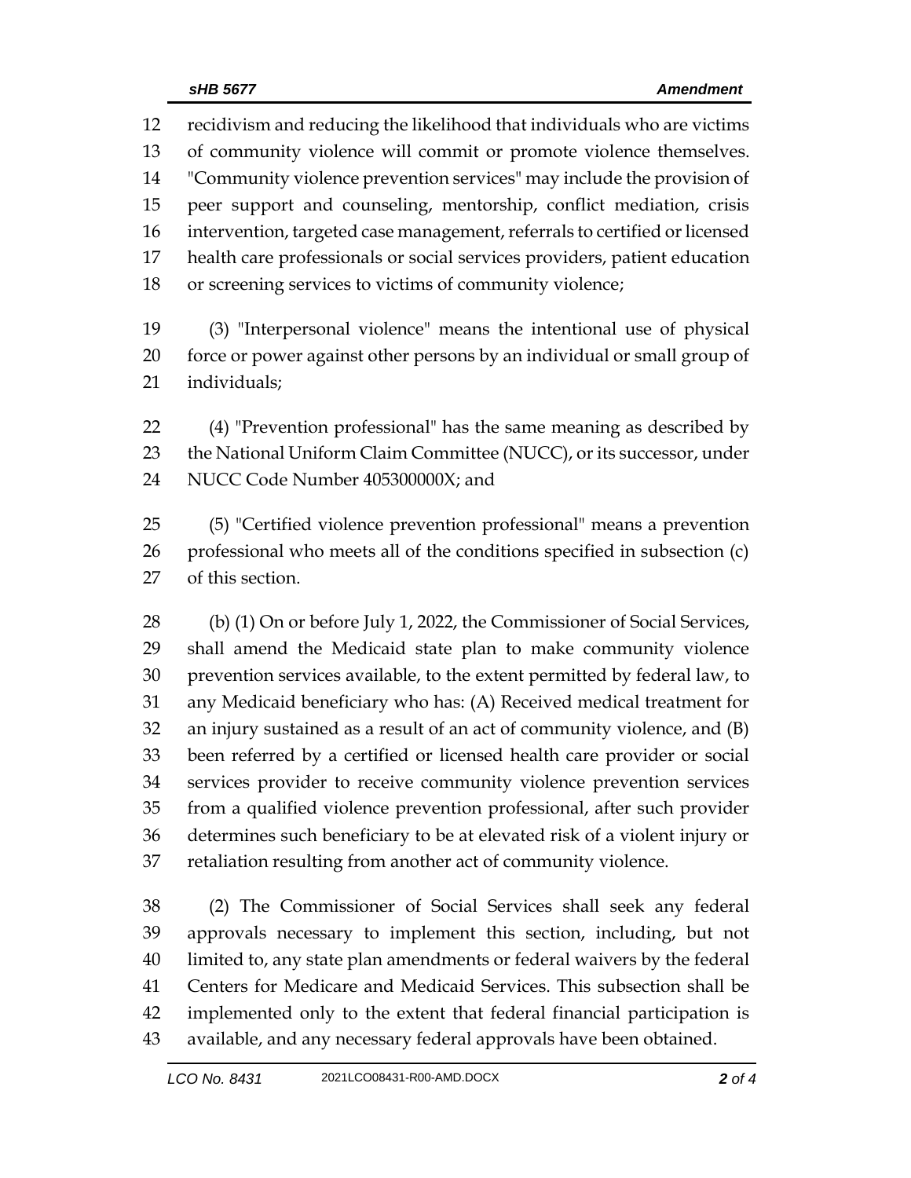recidivism and reducing the likelihood that individuals who are victims of community violence will commit or promote violence themselves. "Community violence prevention services" may include the provision of peer support and counseling, mentorship, conflict mediation, crisis intervention, targeted case management, referrals to certified or licensed health care professionals or social services providers, patient education or screening services to victims of community violence;

(3) "Interpersonal violence" means the intentional use of physical force or power against other persons by an individual or small group of individuals;

(4) "Prevention professional" has the same meaning as described by the National Uniform Claim Committee (NUCC), or its successor, under NUCC Code Number 405300000X; and

(5) "Certified violence prevention professional" means a prevention professional who meets all of the conditions specified in subsection (c) of this section.

(b) (1) On or before July 1, 2022, the Commissioner of Social Services, shall amend the Medicaid state plan to make community violence prevention services available, to the extent permitted by federal law, to any Medicaid beneficiary who has: (A) Received medical treatment for an injury sustained as a result of an act of community violence, and (B) been referred by a certified or licensed health care provider or social services provider to receive community violence prevention services from a qualified violence prevention professional, after such provider determines such beneficiary to be at elevated risk of a violent injury or retaliation resulting from another act of community violence.

(2) The Commissioner of Social Services shall seek any federal approvals necessary to implement this section, including, but not limited to, any state plan amendments or federal waivers by the federal Centers for Medicare and Medicaid Services. This subsection shall be implemented only to the extent that federal financial participation is available, and any necessary federal approvals have been obtained.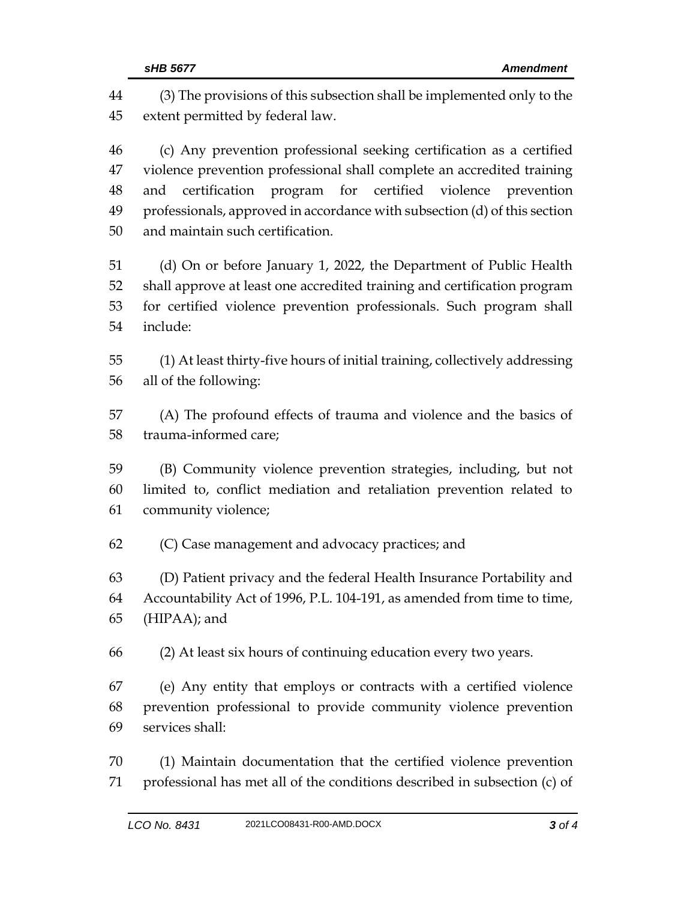(3) The provisions of this subsection shall be implemented only to the extent permitted by federal law.

(c) Any prevention professional seeking certification as a certified violence prevention professional shall complete an accredited training and certification program for certified violence prevention professionals, approved in accordance with subsection (d) of this section and maintain such certification.

(d) On or before January 1, 2022, the Department of Public Health shall approve at least one accredited training and certification program for certified violence prevention professionals. Such program shall include:

(1) At least thirty-five hours of initial training, collectively addressing all of the following:

(A) The profound effects of trauma and violence and the basics of trauma-informed care;

(B) Community violence prevention strategies, including, but not limited to, conflict mediation and retaliation prevention related to community violence;

(C) Case management and advocacy practices; and

(D) Patient privacy and the federal Health Insurance Portability and Accountability Act of 1996, P.L. 104-191, as amended from time to time, (HIPAA); and

(2) At least six hours of continuing education every two years.

(e) Any entity that employs or contracts with a certified violence prevention professional to provide community violence prevention services shall:

(1) Maintain documentation that the certified violence prevention professional has met all of the conditions described in subsection (c) of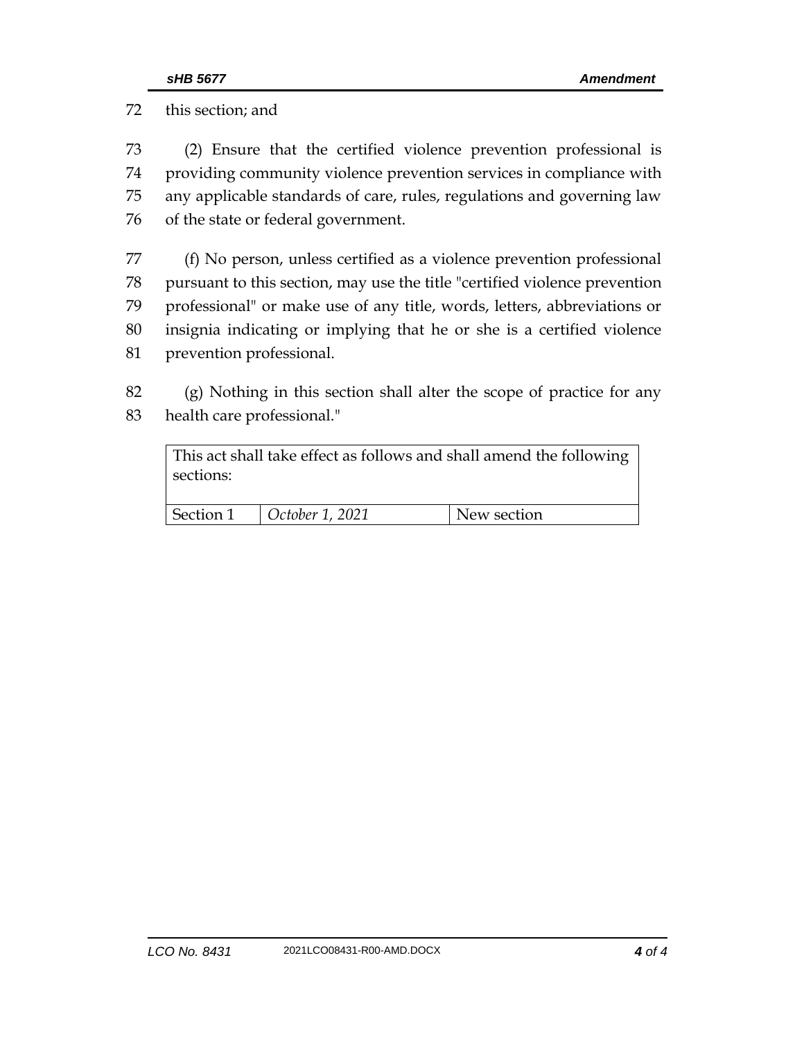this section; and

(2) Ensure that the certified violence prevention professional is providing community violence prevention services in compliance with any applicable standards of care, rules, regulations and governing law of the state or federal government.

(f) No person, unless certified as a violence prevention professional pursuant to this section, may use the title "certified violence prevention professional" or make use of any title, words, letters, abbreviations or insignia indicating or implying that he or she is a certified violence prevention professional.

(g) Nothing in this section shall alter the scope of practice for any health care professional."

| This act shall take effect as follows and shall amend the following sections: | | |
|---|---|---|
| Section 1 | *October 1, 2021* | New section |